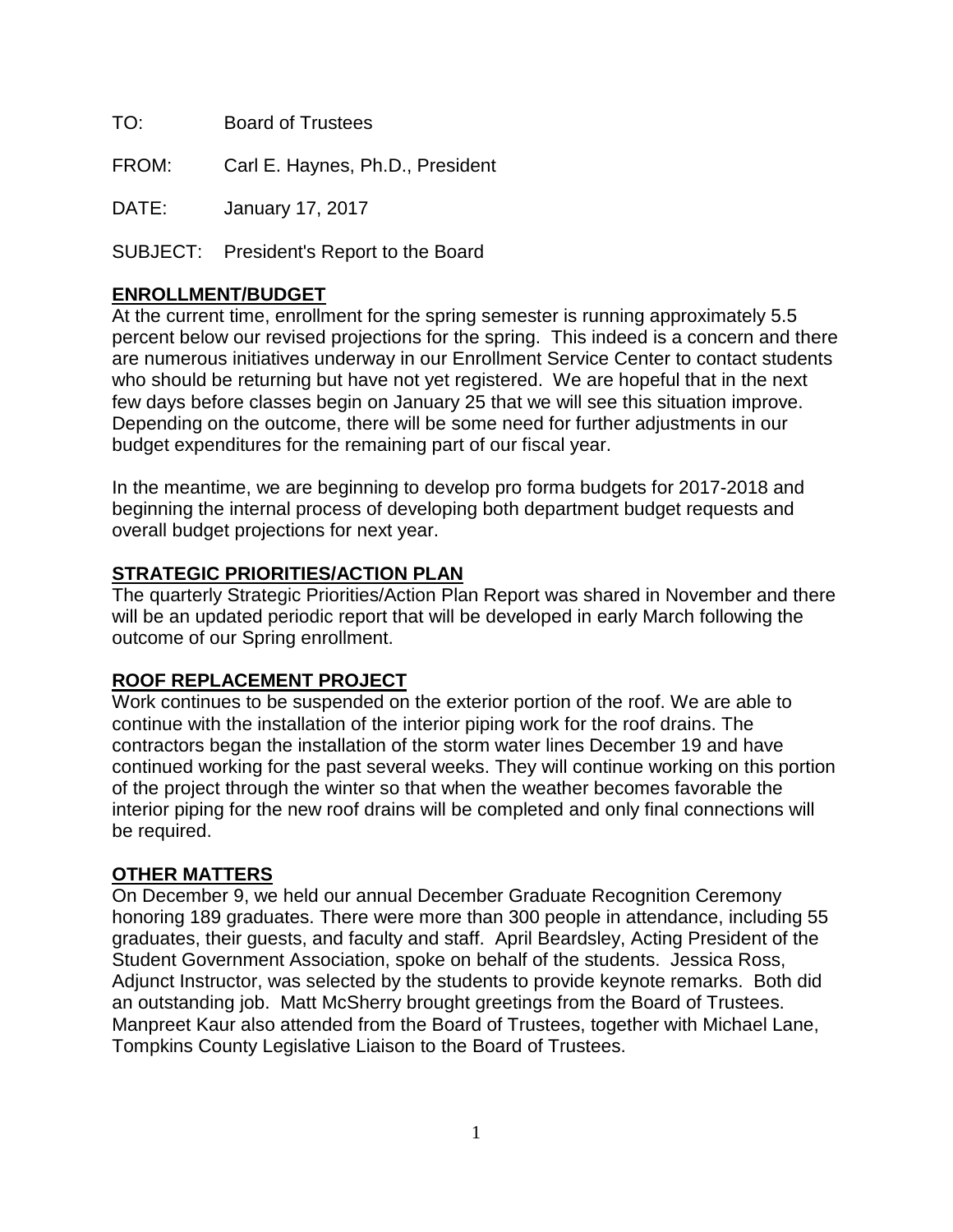TO: Board of Trustees

FROM: Carl E. Haynes, Ph.D., President

DATE: January 17, 2017

SUBJECT: President's Report to the Board

## ENROLLMENT/BUDGET

At the current time, enrollment for the spring semester is running approximately 5.5 percent below our revised projections for the spring. This indeed is a concern and there are numerous initiatives underway in our Enrollment Service Center to contact students who should be returning but have not yet registered. We are hopeful that in the next few days before classes begin on January 25 that we will see this situation improve. Depending on the outcome, there will be some need for further adjustments in our budget expenditures for the remaining part of our fiscal year.

In the meantime, we are beginning to develop pro forma budgets for 2017-2018 and beginning the internal process of developing both department budget requests and overall budget projections for next year.

## STRATEGIC PRIORITIES/ACTION PLAN

The quarterly Strategic Priorities/Action Plan Report was shared in November and there will be an updated periodic report that will be developed in early March following the outcome of our Spring enrollment.

## ROOF REPLACEMENT PROJECT

Work continues to be suspended on the exterior portion of the roof. We are able to continue with the installation of the interior piping work for the roof drains. The contractors began the installation of the storm water lines December 19 and have continued working for the past several weeks. They will continue working on this portion of the project through the winter so that when the weather becomes favorable the interior piping for the new roof drains will be completed and only final connections will be required.

## OTHER MATTERS

On December 9, we held our annual December Graduate Recognition Ceremony honoring 189 graduates. There were more than 300 people in attendance, including 55 graduates, their guests, and faculty and staff. April Beardsley, Acting President of the Student Government Association, spoke on behalf of the students. Jessica Ross, Adjunct Instructor, was selected by the students to provide keynote remarks. Both did an outstanding job. Matt McSherry brought greetings from the Board of Trustees. Manpreet Kaur also attended from the Board of Trustees, together with Michael Lane, Tompkins County Legislative Liaison to the Board of Trustees.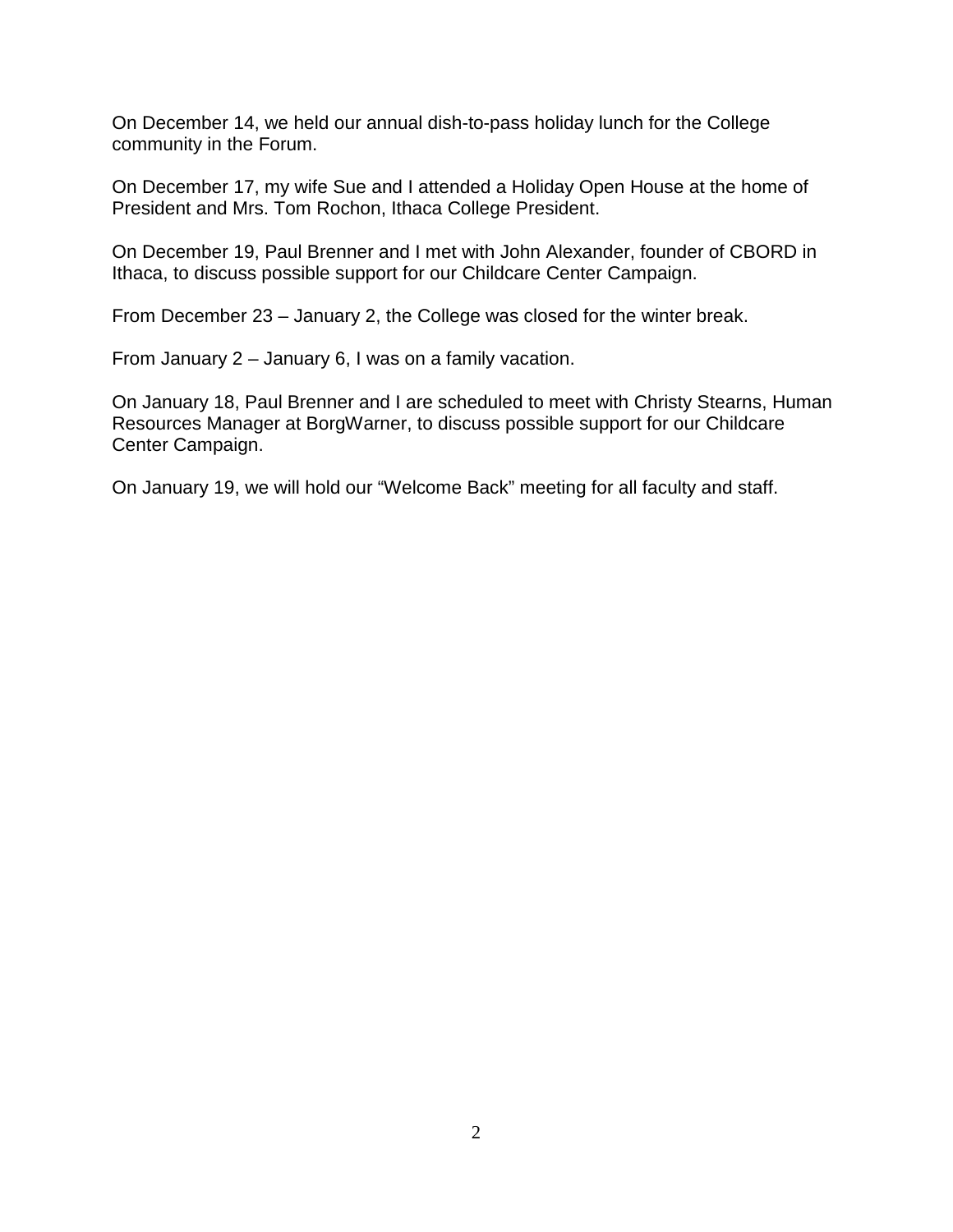On December 14, we held our annual dish-to-pass holiday lunch for the College community in the Forum.

On December 17, my wife Sue and I attended a Holiday Open House at the home of President and Mrs. Tom Rochon, Ithaca College President.

On December 19, Paul Brenner and I met with John Alexander, founder of CBORD in Ithaca, to discuss possible support for our Childcare Center Campaign.

From December 23 – January 2, the College was closed for the winter break.

From January 2 – January 6, I was on a family vacation.

On January 18, Paul Brenner and I are scheduled to meet with Christy Stearns, Human Resources Manager at BorgWarner, to discuss possible support for our Childcare Center Campaign.

On January 19, we will hold our “Welcome Back” meeting for all faculty and staff.